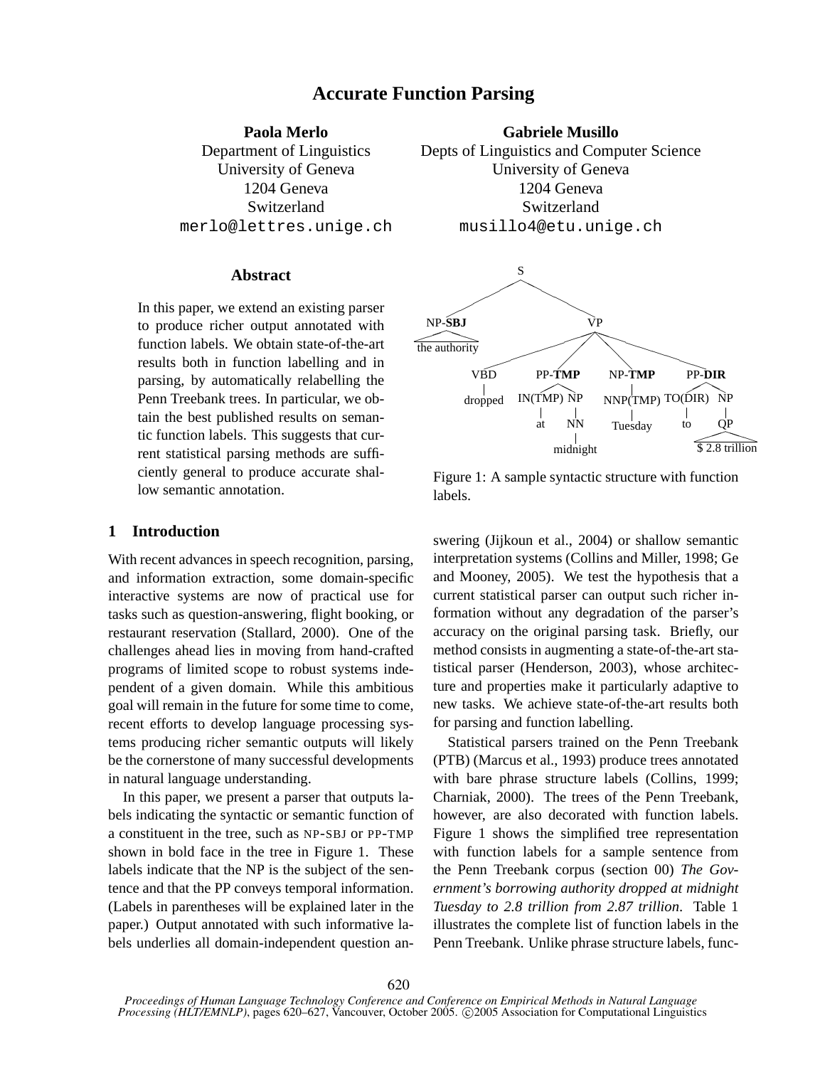# Accurate Function Parsing

**Paola Merlo**
Department of Linguistics
University of Geneva
1204 Geneva
Switzerland
merlo@lettres.unige.ch

**Gabriele Musillo**
Depts of Linguistics and Computer Science
University of Geneva
1204 Geneva
Switzerland
musillo4@etu.unige.ch

## Abstract

In this paper, we extend an existing parser to produce richer output annotated with function labels. We obtain state-of-the-art results both in function labelling and in parsing, by automatically relabelling the Penn Treebank trees. In particular, we obtain the best published results on semantic function labels. This suggests that current statistical parsing methods are sufficiently general to produce accurate shallow semantic annotation.

## 1 Introduction

With recent advances in speech recognition, parsing, and information extraction, some domain-specific interactive systems are now of practical use for tasks such as question-answering, flight booking, or restaurant reservation (Stallard, 2000). One of the challenges ahead lies in moving from hand-crafted programs of limited scope to robust systems independent of a given domain. While this ambitious goal will remain in the future for some time to come, recent efforts to develop language processing systems producing richer semantic outputs will likely be the cornerstone of many successful developments in natural language understanding.

In this paper, we present a parser that outputs labels indicating the syntactic or semantic function of a constituent in the tree, such as NP-SBJ or PP-TMP shown in bold face in the tree in Figure 1. These labels indicate that the NP is the subject of the sentence and that the PP conveys temporal information. (Labels in parentheses will be explained later in the paper.) Output annotated with such informative labels underlies all domain-independent question answering (Jijkoun et al., 2004) or shallow semantic interpretation systems (Collins and Miller, 1998; Ge and Mooney, 2005). We test the hypothesis that a current statistical parser can output such richer information without any degradation of the parser's accuracy on the original parsing task. Briefly, our method consists in augmenting a state-of-the-art statistical parser (Henderson, 2003), whose architecture and properties make it particularly adaptive to new tasks. We achieve state-of-the-art results both for parsing and function labelling.

```
S
├── NP-SBJ: the authority
└── VP
    ├── VBD: dropped
    ├── PP-TMP
    │   ├── IN(TMP): at
    │   └── NP
    │       └── NN: midnight
    ├── NP-TMP
    │   └── NNP(TMP): Tuesday
    └── PP-DIR
        ├── TO(DIR): to
        └── NP
            └── QP: $ 2.8 trillion
```

Figure 1: A sample syntactic structure with function labels.

Statistical parsers trained on the Penn Treebank (PTB) (Marcus et al., 1993) produce trees annotated with bare phrase structure labels (Collins, 1999; Charniak, 2000). The trees of the Penn Treebank, however, are also decorated with function labels. Figure 1 shows the simplified tree representation with function labels for a sample sentence from the Penn Treebank corpus (section 00) *The Government's borrowing authority dropped at midnight Tuesday to 2.8 trillion from 2.87 trillion.* Table 1 illustrates the complete list of function labels in the Penn Treebank. Unlike phrase structure labels, func-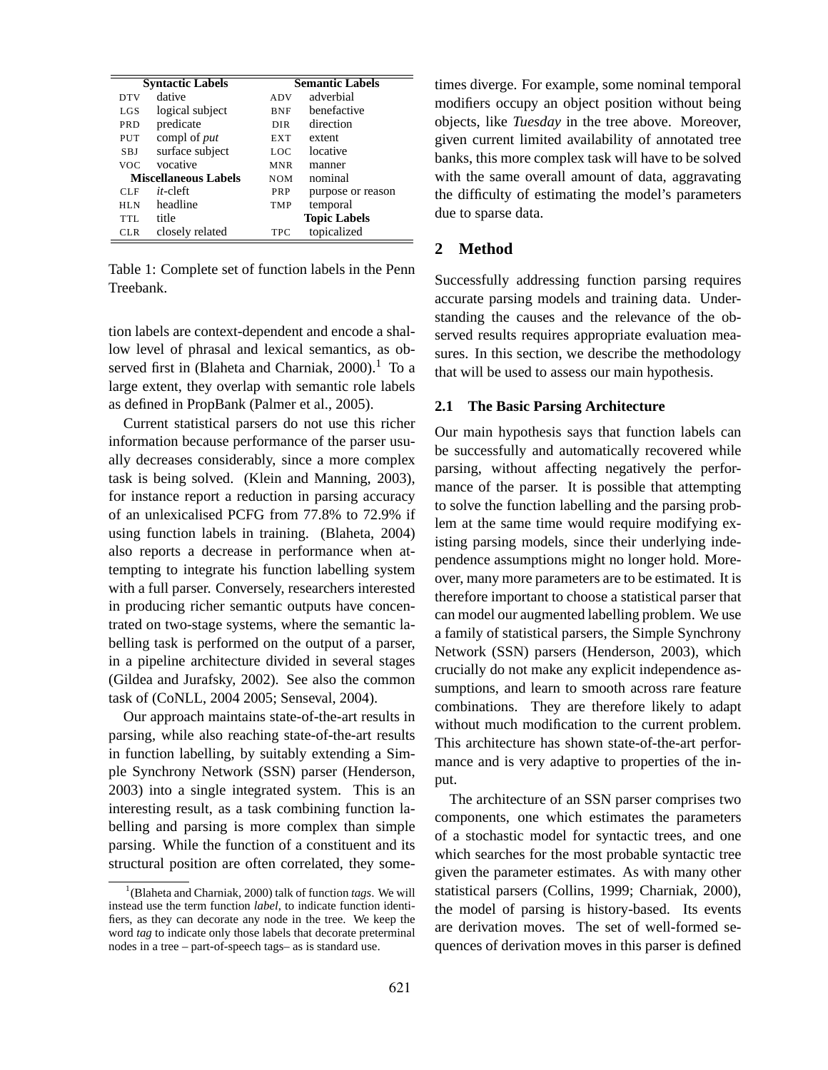| Syntactic Labels | | Semantic Labels | |
|---|---|---|---|
| DTV | dative | ADV | adverbial |
| LGS | logical subject | BNF | benefactive |
| PRD | predicate | DIR | direction |
| PUT | compl of *put* | EXT | extent |
| SBJ | surface subject | LOC | locative |
| VOC | vocative | MNR | manner |
| **Miscellaneous Labels** | | NOM | nominal |
| CLF | *it*-cleft | PRP | purpose or reason |
| HLN | headline | TMP | temporal |
| TTL | title | **Topic Labels** | |
| CLR | closely related | TPC | topicalized |

Table 1: Complete set of function labels in the Penn Treebank.

tion labels are context-dependent and encode a shallow level of phrasal and lexical semantics, as observed first in (Blaheta and Charniak, 2000).[1] To a large extent, they overlap with semantic role labels as defined in PropBank (Palmer et al., 2005).

Current statistical parsers do not use this richer information because performance of the parser usually decreases considerably, since a more complex task is being solved. (Klein and Manning, 2003), for instance report a reduction in parsing accuracy of an unlexicalised PCFG from 77.8% to 72.9% if using function labels in training. (Blaheta, 2004) also reports a decrease in performance when attempting to integrate his function labelling system with a full parser. Conversely, researchers interested in producing richer semantic outputs have concentrated on two-stage systems, where the semantic labelling task is performed on the output of a parser, in a pipeline architecture divided in several stages (Gildea and Jurafsky, 2002). See also the common task of (CoNLL, 2004 2005; Senseval, 2004).

Our approach maintains state-of-the-art results in parsing, while also reaching state-of-the-art results in function labelling, by suitably extending a Simple Synchrony Network (SSN) parser (Henderson, 2003) into a single integrated system. This is an interesting result, as a task combining function labelling and parsing is more complex than simple parsing. While the function of a constituent and its structural position are often correlated, they sometimes diverge. For example, some nominal temporal modifiers occupy an object position without being objects, like *Tuesday* in the tree above. Moreover, given current limited availability of annotated tree banks, this more complex task will have to be solved with the same overall amount of data, aggravating the difficulty of estimating the model's parameters due to sparse data.

[1] (Blaheta and Charniak, 2000) talk of function *tags*. We will instead use the term function *label*, to indicate function identifiers, as they can decorate any node in the tree. We keep the word *tag* to indicate only those labels that decorate preterminal nodes in a tree – part-of-speech tags– as is standard use.

## 2 Method

Successfully addressing function parsing requires accurate parsing models and training data. Understanding the causes and the relevance of the observed results requires appropriate evaluation measures. In this section, we describe the methodology that will be used to assess our main hypothesis.

### 2.1 The Basic Parsing Architecture

Our main hypothesis says that function labels can be successfully and automatically recovered while parsing, without affecting negatively the performance of the parser. It is possible that attempting to solve the function labelling and the parsing problem at the same time would require modifying existing parsing models, since their underlying independence assumptions might no longer hold. Moreover, many more parameters are to be estimated. It is therefore important to choose a statistical parser that can model our augmented labelling problem. We use a family of statistical parsers, the Simple Synchrony Network (SSN) parsers (Henderson, 2003), which crucially do not make any explicit independence assumptions, and learn to smooth across rare feature combinations. They are therefore likely to adapt without much modification to the current problem. This architecture has shown state-of-the-art performance and is very adaptive to properties of the input.

The architecture of an SSN parser comprises two components, one which estimates the parameters of a stochastic model for syntactic trees, and one which searches for the most probable syntactic tree given the parameter estimates. As with many other statistical parsers (Collins, 1999; Charniak, 2000), the model of parsing is history-based. Its events are derivation moves. The set of well-formed sequences of derivation moves in this parser is defined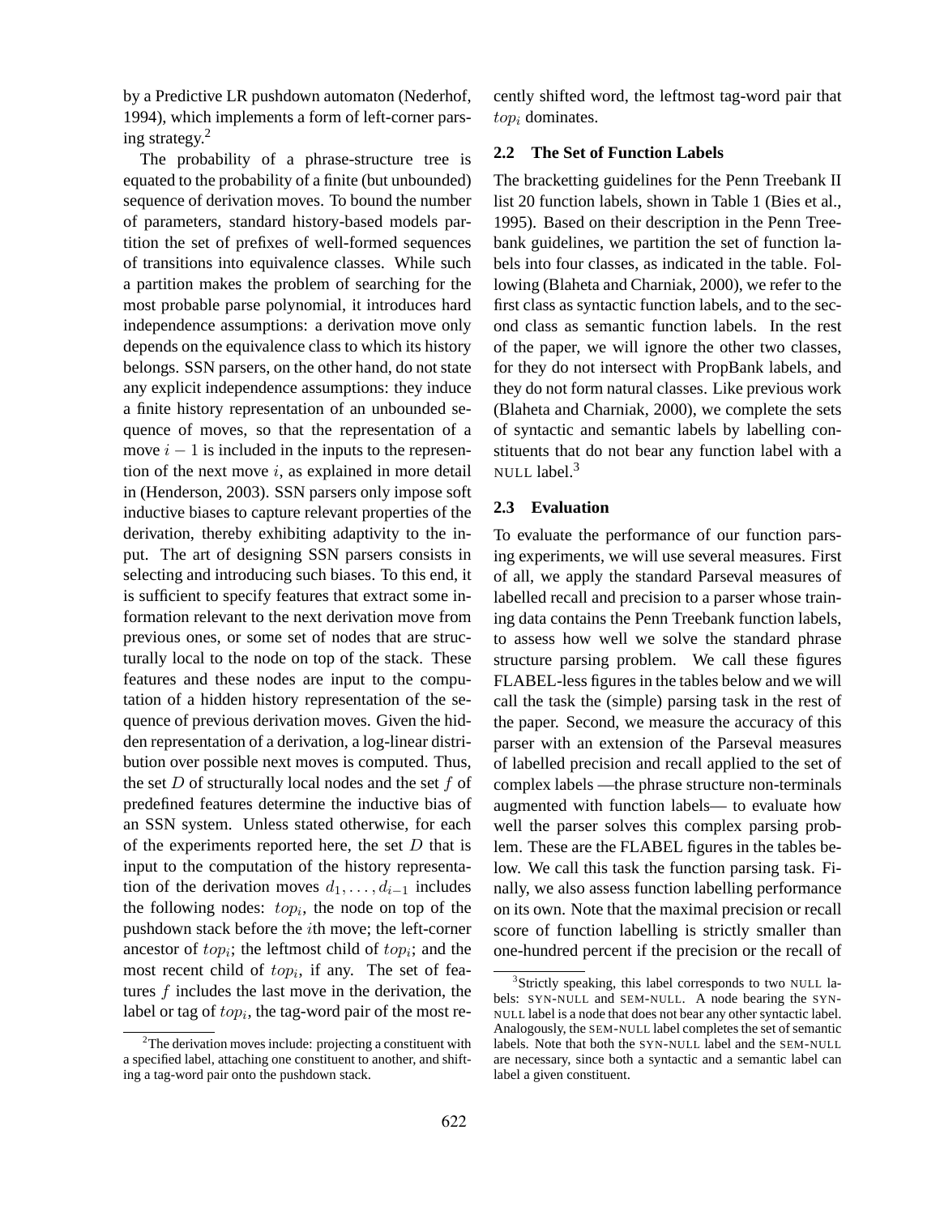by a Predictive LR pushdown automaton (Nederhof, 1994), which implements a form of left-corner parsing strategy.[2]

The probability of a phrase-structure tree is equated to the probability of a finite (but unbounded) sequence of derivation moves. To bound the number of parameters, standard history-based models partition the set of prefixes of well-formed sequences of transitions into equivalence classes. While such a partition makes the problem of searching for the most probable parse polynomial, it introduces hard independence assumptions: a derivation move only depends on the equivalence class to which its history belongs. SSN parsers, on the other hand, do not state any explicit independence assumptions: they induce a finite history representation of an unbounded sequence of moves, so that the representation of a move $i-1$ is included in the inputs to the representation of the next move $i$, as explained in more detail in (Henderson, 2003). SSN parsers only impose soft inductive biases to capture relevant properties of the derivation, thereby exhibiting adaptivity to the input. The art of designing SSN parsers consists in selecting and introducing such biases. To this end, it is sufficient to specify features that extract some information relevant to the next derivation move from previous ones, or some set of nodes that are structurally local to the node on top of the stack. These features and these nodes are input to the computation of a hidden history representation of the sequence of previous derivation moves. Given the hidden representation of a derivation, a log-linear distribution over possible next moves is computed. Thus, the set $D$ of structurally local nodes and the set $f$ of predefined features determine the inductive bias of an SSN system. Unless stated otherwise, for each of the experiments reported here, the set $D$ that is input to the computation of the history representation of the derivation moves $d_1, \ldots, d_{i-1}$ includes the following nodes: $top_i$, the node on top of the pushdown stack before the $i$th move; the left-corner ancestor of $top_i$; the leftmost child of $top_i$; and the most recent child of $top_i$, if any. The set of features $f$ includes the last move in the derivation, the label or tag of $top_i$, the tag-word pair of the most recently shifted word, the leftmost tag-word pair that $top_i$ dominates.

[2] The derivation moves include: projecting a constituent with a specified label, attaching one constituent to another, and shifting a tag-word pair onto the pushdown stack.

## 2.2 The Set of Function Labels

The bracketting guidelines for the Penn Treebank II list 20 function labels, shown in Table 1 (Bies et al., 1995). Based on their description in the Penn Treebank guidelines, we partition the set of function labels into four classes, as indicated in the table. Following (Blaheta and Charniak, 2000), we refer to the first class as syntactic function labels, and to the second class as semantic function labels. In the rest of the paper, we will ignore the other two classes, for they do not intersect with PropBank labels, and they do not form natural classes. Like previous work (Blaheta and Charniak, 2000), we complete the sets of syntactic and semantic labels by labelling constituents that do not bear any function label with a NULL label.[3]

## 2.3 Evaluation

To evaluate the performance of our function parsing experiments, we will use several measures. First of all, we apply the standard Parseval measures of labelled recall and precision to a parser whose training data contains the Penn Treebank function labels, to assess how well we solve the standard phrase structure parsing problem. We call these figures FLABEL-less figures in the tables below and we will call the task the (simple) parsing task in the rest of the paper. Second, we measure the accuracy of this parser with an extension of the Parseval measures of labelled precision and recall applied to the set of complex labels —the phrase structure non-terminals augmented with function labels— to evaluate how well the parser solves this complex parsing problem. These are the FLABEL figures in the tables below. We call this task the function parsing task. Finally, we also assess function labelling performance on its own. Note that the maximal precision or recall score of function labelling is strictly smaller than one-hundred percent if the precision or the recall of

[3] Strictly speaking, this label corresponds to two NULL labels: SYN-NULL and SEM-NULL. A node bearing the SYN-NULL label is a node that does not bear any other syntactic label. Analogously, the SEM-NULL label completes the set of semantic labels. Note that both the SYN-NULL label and the SEM-NULL are necessary, since both a syntactic and a semantic label can label a given constituent.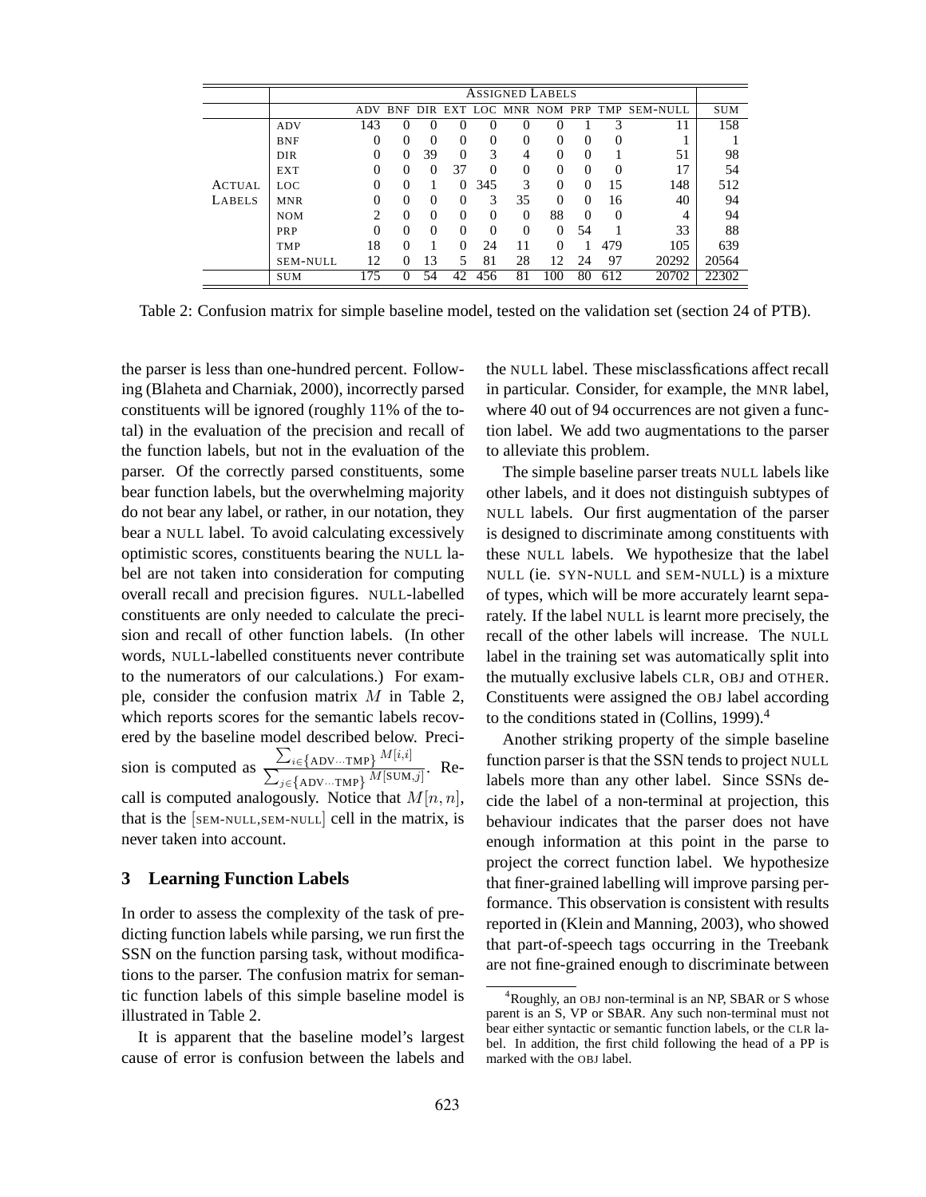| | | ASSIGNED LABELS | | | | | | | | | | |
|---|---|---|---|---|---|---|---|---|---|---|---|---|
| | | ADV | BNF | DIR | EXT | LOC | MNR | NOM | PRP | TMP | SEM-NULL | SUM |
| ACTUAL LABELS | ADV | 143 | 0 | 0 | 0 | 0 | 0 | 0 | 1 | 3 | 11 | 158 |
| | BNF | 0 | 0 | 0 | 0 | 0 | 0 | 0 | 0 | 0 | 1 | 1 |
| | DIR | 0 | 0 | 39 | 0 | 3 | 4 | 0 | 0 | 1 | 51 | 98 |
| | EXT | 0 | 0 | 0 | 37 | 0 | 0 | 0 | 0 | 0 | 17 | 54 |
| | LOC | 0 | 0 | 1 | 0 | 345 | 3 | 0 | 0 | 15 | 148 | 512 |
| | MNR | 0 | 0 | 0 | 0 | 3 | 35 | 0 | 0 | 16 | 40 | 94 |
| | NOM | 2 | 0 | 0 | 0 | 0 | 0 | 88 | 0 | 0 | 4 | 94 |
| | PRP | 0 | 0 | 0 | 0 | 0 | 0 | 0 | 54 | 1 | 33 | 88 |
| | TMP | 18 | 0 | 1 | 0 | 24 | 11 | 0 | 1 | 479 | 105 | 639 |
| | SEM-NULL | 12 | 0 | 13 | 5 | 81 | 28 | 12 | 24 | 97 | 20292 | 20564 |
| | SUM | 175 | 0 | 54 | 42 | 456 | 81 | 100 | 80 | 612 | 20702 | 22302 |

Table 2: Confusion matrix for simple baseline model, tested on the validation set (section 24 of PTB).

the parser is less than one-hundred percent. Following (Blaheta and Charniak, 2000), incorrectly parsed constituents will be ignored (roughly 11% of the total) in the evaluation of the precision and recall of the function labels, but not in the evaluation of the parser. Of the correctly parsed constituents, some bear function labels, but the overwhelming majority do not bear any label, or rather, in our notation, they bear a NULL label. To avoid calculating excessively optimistic scores, constituents bearing the NULL label are not taken into consideration for computing overall recall and precision figures. NULL-labelled constituents are only needed to calculate the precision and recall of other function labels. (In other words, NULL-labelled constituents never contribute to the numerators of our calculations.) For example, consider the confusion matrix $M$ in Table 2, which reports scores for the semantic labels recovered by the baseline model described below. Precision is computed as $\frac{\sum_{i \in \{\text{ADV} \cdots \text{TMP}\}} M[i,i]}{\sum_{j \in \{\text{ADV} \cdots \text{TMP}\}} M[\text{SUM},j]}$. Recall is computed analogously. Notice that $M[n,n]$, that is the [SEM-NULL,SEM-NULL] cell in the matrix, is never taken into account.

## 3 Learning Function Labels

In order to assess the complexity of the task of predicting function labels while parsing, we run first the SSN on the function parsing task, without modifications to the parser. The confusion matrix for semantic function labels of this simple baseline model is illustrated in Table 2.

It is apparent that the baseline model's largest cause of error is confusion between the labels and the NULL label. These misclassfications affect recall in particular. Consider, for example, the MNR label, where 40 out of 94 occurrences are not given a function label. We add two augmentations to the parser to alleviate this problem.

The simple baseline parser treats NULL labels like other labels, and it does not distinguish subtypes of NULL labels. Our first augmentation of the parser is designed to discriminate among constituents with these NULL labels. We hypothesize that the label NULL (ie. SYN-NULL and SEM-NULL) is a mixture of types, which will be more accurately learnt separately. If the label NULL is learnt more precisely, the recall of the other labels will increase. The NULL label in the training set was automatically split into the mutually exclusive labels CLR, OBJ and OTHER. Constituents were assigned the OBJ label according to the conditions stated in (Collins, 1999).[4]

Another striking property of the simple baseline function parser is that the SSN tends to project NULL labels more than any other label. Since SSNs decide the label of a non-terminal at projection, this behaviour indicates that the parser does not have enough information at this point in the parse to project the correct function label. We hypothesize that finer-grained labelling will improve parsing performance. This observation is consistent with results reported in (Klein and Manning, 2003), who showed that part-of-speech tags occurring in the Treebank are not fine-grained enough to discriminate between

[4]Roughly, an OBJ non-terminal is an NP, SBAR or S whose parent is an S, VP or SBAR. Any such non-terminal must not bear either syntactic or semantic function labels, or the CLR label. In addition, the first child following the head of a PP is marked with the OBJ label.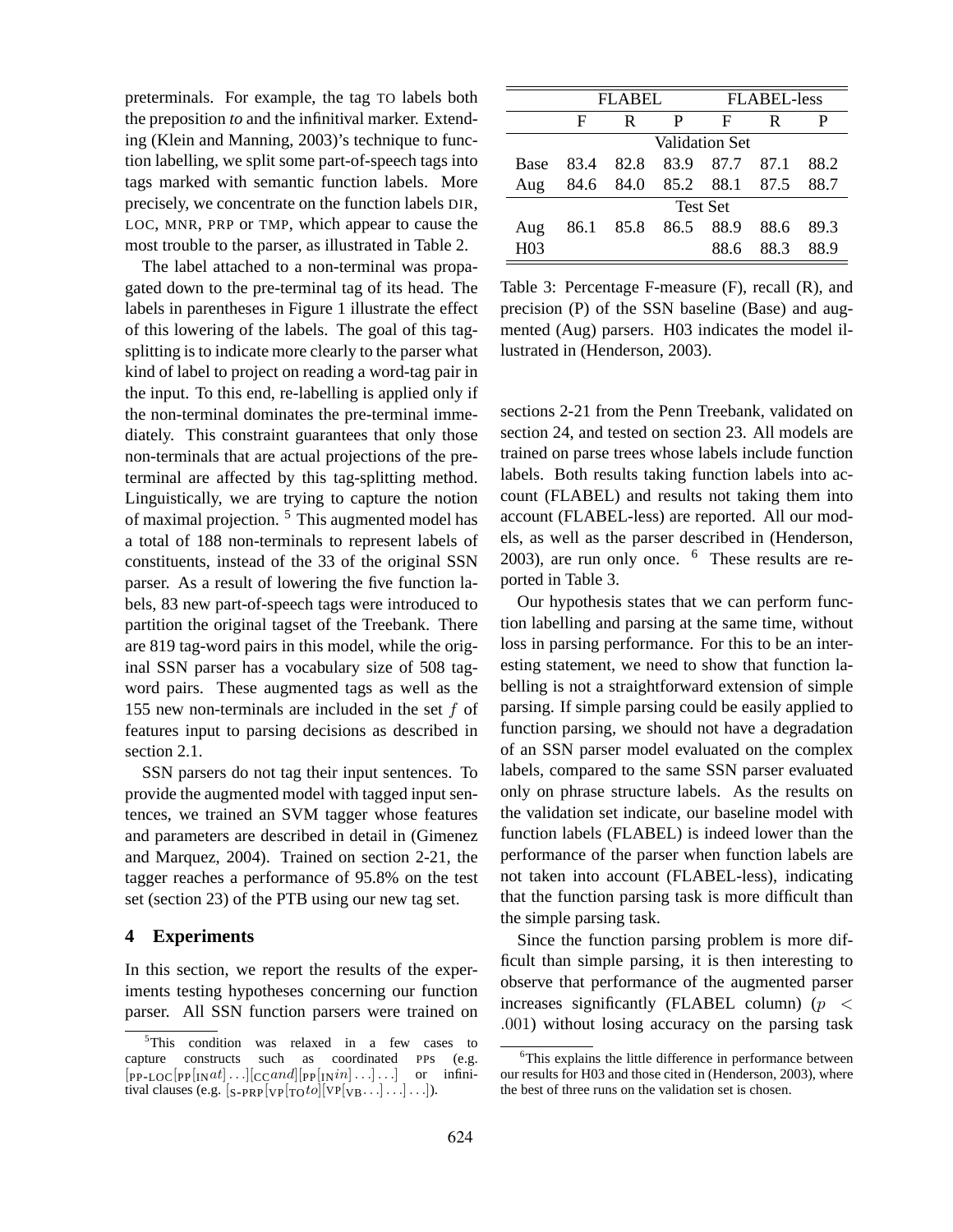preterminals. For example, the tag TO labels both the preposition *to* and the infinitival marker. Extending (Klein and Manning, 2003)'s technique to function labelling, we split some part-of-speech tags into tags marked with semantic function labels. More precisely, we concentrate on the function labels DIR, LOC, MNR, PRP or TMP, which appear to cause the most trouble to the parser, as illustrated in Table 2.

The label attached to a non-terminal was propagated down to the pre-terminal tag of its head. The labels in parentheses in Figure 1 illustrate the effect of this lowering of the labels. The goal of this tag-splitting is to indicate more clearly to the parser what kind of label to project on reading a word-tag pair in the input. To this end, re-labelling is applied only if the non-terminal dominates the pre-terminal immediately. This constraint guarantees that only those non-terminals that are actual projections of the pre-terminal are affected by this tag-splitting method. Linguistically, we are trying to capture the notion of maximal projection. [5] This augmented model has a total of 188 non-terminals to represent labels of constituents, instead of the 33 of the original SSN parser. As a result of lowering the five function labels, 83 new part-of-speech tags were introduced to partition the original tagset of the Treebank. There are 819 tag-word pairs in this model, while the original SSN parser has a vocabulary size of 508 tag-word pairs. These augmented tags as well as the 155 new non-terminals are included in the set $f$ of features input to parsing decisions as described in section 2.1.

SSN parsers do not tag their input sentences. To provide the augmented model with tagged input sentences, we trained an SVM tagger whose features and parameters are described in detail in (Gimenez and Marquez, 2004). Trained on section 2-21, the tagger reaches a performance of 95.8% on the test set (section 23) of the PTB using our new tag set.

## 4 Experiments

In this section, we report the results of the experiments testing hypotheses concerning our function parser. All SSN function parsers were trained on sections 2-21 from the Penn Treebank, validated on section 24, and tested on section 23. All models are trained on parse trees whose labels include function labels. Both results taking function labels into account (FLABEL) and results not taking them into account (FLABEL-less) are reported. All our models, as well as the parser described in (Henderson, 2003), are run only once. [6] These results are reported in Table 3.

| | FLABEL | | | FLABEL-less | | |
|---|---|---|---|---|---|---|
| | F | R | P | F | R | P |
| **Validation Set** | | | | | | |
| Base | 83.4 | 82.8 | 83.9 | 87.7 | 87.1 | 88.2 |
| Aug | 84.6 | 84.0 | 85.2 | 88.1 | 87.5 | 88.7 |
| **Test Set** | | | | | | |
| Aug | 86.1 | 85.8 | 86.5 | 88.9 | 88.6 | 89.3 |
| H03 | | | | 88.6 | 88.3 | 88.9 |

Table 3: Percentage F-measure (F), recall (R), and precision (P) of the SSN baseline (Base) and augmented (Aug) parsers. H03 indicates the model illustrated in (Henderson, 2003).

Our hypothesis states that we can perform function labelling and parsing at the same time, without loss in parsing performance. For this to be an interesting statement, we need to show that function labelling is not a straightforward extension of simple parsing. If simple parsing could be easily applied to function parsing, we should not have a degradation of an SSN parser model evaluated on the complex labels, compared to the same SSN parser evaluated only on phrase structure labels. As the results on the validation set indicate, our baseline model with function labels (FLABEL) is indeed lower than the performance of the parser when function labels are not taken into account (FLABEL-less), indicating that the function parsing task is more difficult than the simple parsing task.

Since the function parsing problem is more difficult than simple parsing, it is then interesting to observe that performance of the augmented parser increases significantly (FLABEL column) ($p < .001$) without losing accuracy on the parsing task

[5] This condition was relaxed in a few cases to capture constructs such as coordinated PPs (e.g. [PP-LOC[PP[IN *at*] ...][CC *and*][PP[IN *in*] ...] ...] or infinitival clauses (e.g. [S-PRP[VP[TO *to*][VP[VB...] ...] ...]).

[6] This explains the little difference in performance between our results for H03 and those cited in (Henderson, 2003), where the best of three runs on the validation set is chosen.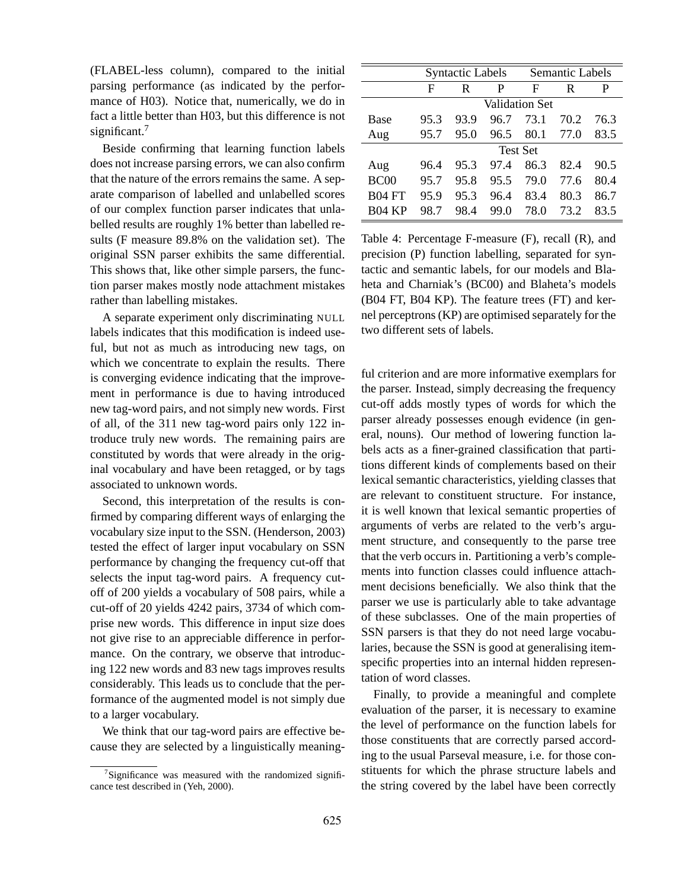(FLABEL-less column), compared to the initial parsing performance (as indicated by the performance of H03). Notice that, numerically, we do in fact a little better than H03, but this difference is not significant.[7]

Beside confirming that learning function labels does not increase parsing errors, we can also confirm that the nature of the errors remains the same. A separate comparison of labelled and unlabelled scores of our complex function parser indicates that unlabelled results are roughly 1% better than labelled results (F measure 89.8% on the validation set). The original SSN parser exhibits the same differential. This shows that, like other simple parsers, the function parser makes mostly node attachment mistakes rather than labelling mistakes.

A separate experiment only discriminating NULL labels indicates that this modification is indeed useful, but not as much as introducing new tags, on which we concentrate to explain the results. There is converging evidence indicating that the improvement in performance is due to having introduced new tag-word pairs, and not simply new words. First of all, of the 311 new tag-word pairs only 122 introduce truly new words. The remaining pairs are constituted by words that were already in the original vocabulary and have been retagged, or by tags associated to unknown words.

Second, this interpretation of the results is confirmed by comparing different ways of enlarging the vocabulary size input to the SSN. (Henderson, 2003) tested the effect of larger input vocabulary on SSN performance by changing the frequency cut-off that selects the input tag-word pairs. A frequency cut-off of 200 yields a vocabulary of 508 pairs, while a cut-off of 20 yields 4242 pairs, 3734 of which comprise new words. This difference in input size does not give rise to an appreciable difference in performance. On the contrary, we observe that introducing 122 new words and 83 new tags improves results considerably. This leads us to conclude that the performance of the augmented model is not simply due to a larger vocabulary.

We think that our tag-word pairs are effective because they are selected by a linguistically meaningful criterion and are more informative exemplars for the parser. Instead, simply decreasing the frequency cut-off adds mostly types of words for which the parser already possesses enough evidence (in general, nouns). Our method of lowering function labels acts as a finer-grained classification that partitions different kinds of complements based on their lexical semantic characteristics, yielding classes that are relevant to constituent structure. For instance, it is well known that lexical semantic properties of arguments of verbs are related to the verb's argument structure, and consequently to the parse tree that the verb occurs in. Partitioning a verb's complements into function classes could influence attachment decisions beneficially. We also think that the parser we use is particularly able to take advantage of these subclasses. One of the main properties of SSN parsers is that they do not need large vocabularies, because the SSN is good at generalising item-specific properties into an internal hidden representation of word classes.

Finally, to provide a meaningful and complete evaluation of the parser, it is necessary to examine the level of performance on the function labels for those constituents that are correctly parsed according to the usual Parseval measure, i.e. for those constituents for which the phrase structure labels and the string covered by the label have been correctly

|  | Syntactic Labels | | | Semantic Labels | | |
|---|---|---|---|---|---|---|
|  | F | R | P | F | R | P |
| **Validation Set** | | | | | | |
| Base | 95.3 | 93.9 | 96.7 | 73.1 | 70.2 | 76.3 |
| Aug | 95.7 | 95.0 | 96.5 | 80.1 | 77.0 | 83.5 |
| **Test Set** | | | | | | |
| Aug | 96.4 | 95.3 | 97.4 | 86.3 | 82.4 | 90.5 |
| BC00 | 95.7 | 95.8 | 95.5 | 79.0 | 77.6 | 80.4 |
| B04 FT | 95.9 | 95.3 | 96.4 | 83.4 | 80.3 | 86.7 |
| B04 KP | 98.7 | 98.4 | 99.0 | 78.0 | 73.2 | 83.5 |

Table 4: Percentage F-measure (F), recall (R), and precision (P) function labelling, separated for syntactic and semantic labels, for our models and Blaheta and Charniak's (BC00) and Blaheta's models (B04 FT, B04 KP). The feature trees (FT) and kernel perceptrons (KP) are optimised separately for the two different sets of labels.

[7] Significance was measured with the randomized significance test described in (Yeh, 2000).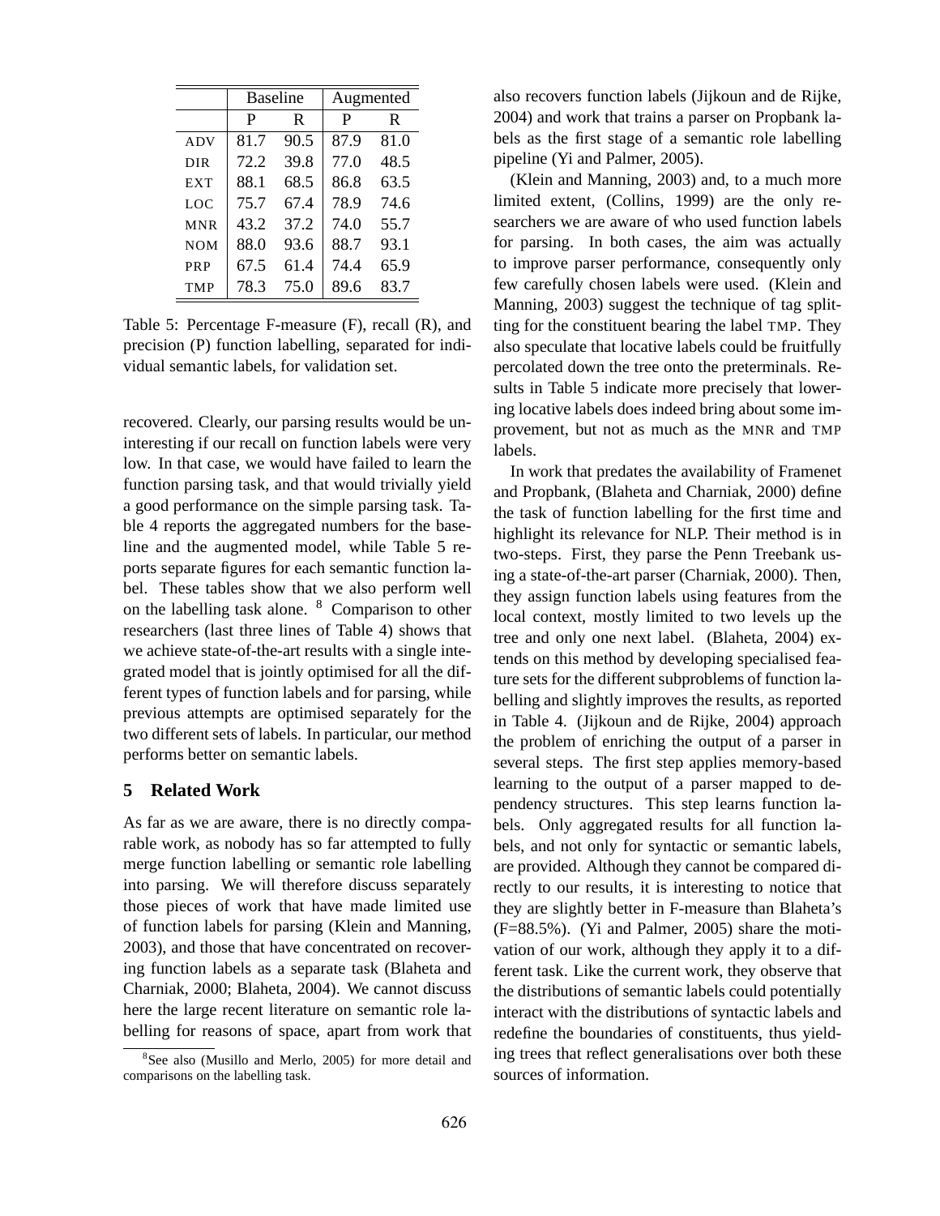| | Baseline | | Augmented | |
|---|---|---|---|---|
| | P | R | P | R |
| ADV | 81.7 | 90.5 | 87.9 | 81.0 |
| DIR | 72.2 | 39.8 | 77.0 | 48.5 |
| EXT | 88.1 | 68.5 | 86.8 | 63.5 |
| LOC | 75.7 | 67.4 | 78.9 | 74.6 |
| MNR | 43.2 | 37.2 | 74.0 | 55.7 |
| NOM | 88.0 | 93.6 | 88.7 | 93.1 |
| PRP | 67.5 | 61.4 | 74.4 | 65.9 |
| TMP | 78.3 | 75.0 | 89.6 | 83.7 |

Table 5: Percentage F-measure (F), recall (R), and precision (P) function labelling, separated for individual semantic labels, for validation set.

recovered. Clearly, our parsing results would be uninteresting if our recall on function labels were very low. In that case, we would have failed to learn the function parsing task, and that would trivially yield a good performance on the simple parsing task. Table 4 reports the aggregated numbers for the baseline and the augmented model, while Table 5 reports separate figures for each semantic function label. These tables show that we also perform well on the labelling task alone. [8] Comparison to other researchers (last three lines of Table 4) shows that we achieve state-of-the-art results with a single integrated model that is jointly optimised for all the different types of function labels and for parsing, while previous attempts are optimised separately for the two different sets of labels. In particular, our method performs better on semantic labels.

## 5 Related Work

As far as we are aware, there is no directly comparable work, as nobody has so far attempted to fully merge function labelling or semantic role labelling into parsing. We will therefore discuss separately those pieces of work that have made limited use of function labels for parsing (Klein and Manning, 2003), and those that have concentrated on recovering function labels as a separate task (Blaheta and Charniak, 2000; Blaheta, 2004). We cannot discuss here the large recent literature on semantic role labelling for reasons of space, apart from work that also recovers function labels (Jijkoun and de Rijke, 2004) and work that trains a parser on Propbank labels as the first stage of a semantic role labelling pipeline (Yi and Palmer, 2005).

(Klein and Manning, 2003) and, to a much more limited extent, (Collins, 1999) are the only researchers we are aware of who used function labels for parsing. In both cases, the aim was actually to improve parser performance, consequently only few carefully chosen labels were used. (Klein and Manning, 2003) suggest the technique of tag splitting for the constituent bearing the label TMP. They also speculate that locative labels could be fruitfully percolated down the tree onto the preterminals. Results in Table 5 indicate more precisely that lowering locative labels does indeed bring about some improvement, but not as much as the MNR and TMP labels.

In work that predates the availability of Framenet and Propbank, (Blaheta and Charniak, 2000) define the task of function labelling for the first time and highlight its relevance for NLP. Their method is in two-steps. First, they parse the Penn Treebank using a state-of-the-art parser (Charniak, 2000). Then, they assign function labels using features from the local context, mostly limited to two levels up the tree and only one next label. (Blaheta, 2004) extends on this method by developing specialised feature sets for the different subproblems of function labelling and slightly improves the results, as reported in Table 4. (Jijkoun and de Rijke, 2004) approach the problem of enriching the output of a parser in several steps. The first step applies memory-based learning to the output of a parser mapped to dependency structures. This step learns function labels. Only aggregated results for all function labels, and not only for syntactic or semantic labels, are provided. Although they cannot be compared directly to our results, it is interesting to notice that they are slightly better in F-measure than Blaheta's (F=88.5%). (Yi and Palmer, 2005) share the motivation of our work, although they apply it to a different task. Like the current work, they observe that the distributions of semantic labels could potentially interact with the distributions of syntactic labels and redefine the boundaries of constituents, thus yielding trees that reflect generalisations over both these sources of information.

[8] See also (Musillo and Merlo, 2005) for more detail and comparisons on the labelling task.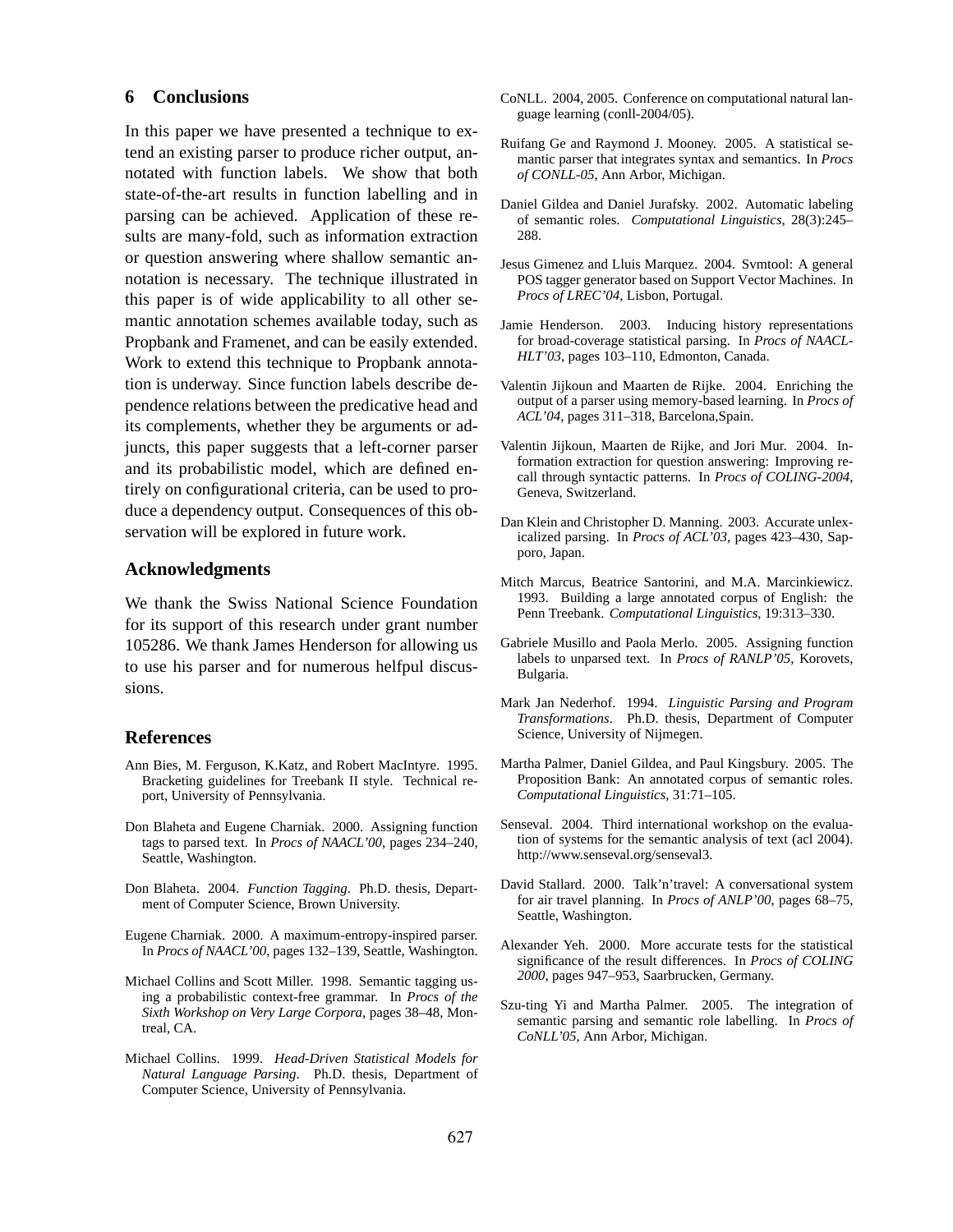## 6 Conclusions

In this paper we have presented a technique to extend an existing parser to produce richer output, annotated with function labels. We show that both state-of-the-art results in function labelling and in parsing can be achieved. Application of these results are many-fold, such as information extraction or question answering where shallow semantic annotation is necessary. The technique illustrated in this paper is of wide applicability to all other semantic annotation schemes available today, such as Propbank and Framenet, and can be easily extended. Work to extend this technique to Propbank annotation is underway. Since function labels describe dependence relations between the predicative head and its complements, whether they be arguments or adjuncts, this paper suggests that a left-corner parser and its probabilistic model, which are defined entirely on configurational criteria, can be used to produce a dependency output. Consequences of this observation will be explored in future work.

## Acknowledgments

We thank the Swiss National Science Foundation for its support of this research under grant number 105286. We thank James Henderson for allowing us to use his parser and for numerous helfpul discussions.

## References

Ann Bies, M. Ferguson, K.Katz, and Robert MacIntyre. 1995. Bracketing guidelines for Treebank II style. Technical report, University of Pennsylvania.

Don Blaheta and Eugene Charniak. 2000. Assigning function tags to parsed text. In *Procs of NAACL'00*, pages 234–240, Seattle, Washington.

Don Blaheta. 2004. *Function Tagging*. Ph.D. thesis, Department of Computer Science, Brown University.

Eugene Charniak. 2000. A maximum-entropy-inspired parser. In *Procs of NAACL'00*, pages 132–139, Seattle, Washington.

Michael Collins and Scott Miller. 1998. Semantic tagging using a probabilistic context-free grammar. In *Procs of the Sixth Workshop on Very Large Corpora*, pages 38–48, Montreal, CA.

Michael Collins. 1999. *Head-Driven Statistical Models for Natural Language Parsing*. Ph.D. thesis, Department of Computer Science, University of Pennsylvania.

CoNLL. 2004, 2005. Conference on computational natural language learning (conll-2004/05).

Ruifang Ge and Raymond J. Mooney. 2005. A statistical semantic parser that integrates syntax and semantics. In *Procs of CONLL-05*, Ann Arbor, Michigan.

Daniel Gildea and Daniel Jurafsky. 2002. Automatic labeling of semantic roles. *Computational Linguistics*, 28(3):245–288.

Jesus Gimenez and Lluis Marquez. 2004. Svmtool: A general POS tagger generator based on Support Vector Machines. In *Procs of LREC'04*, Lisbon, Portugal.

Jamie Henderson. 2003. Inducing history representations for broad-coverage statistical parsing. In *Procs of NAACL-HLT'03*, pages 103–110, Edmonton, Canada.

Valentin Jijkoun and Maarten de Rijke. 2004. Enriching the output of a parser using memory-based learning. In *Procs of ACL'04*, pages 311–318, Barcelona,Spain.

Valentin Jijkoun, Maarten de Rijke, and Jori Mur. 2004. Information extraction for question answering: Improving recall through syntactic patterns. In *Procs of COLING-2004*, Geneva, Switzerland.

Dan Klein and Christopher D. Manning. 2003. Accurate unlexicalized parsing. In *Procs of ACL'03*, pages 423–430, Sapporo, Japan.

Mitch Marcus, Beatrice Santorini, and M.A. Marcinkiewicz. 1993. Building a large annotated corpus of English: the Penn Treebank. *Computational Linguistics*, 19:313–330.

Gabriele Musillo and Paola Merlo. 2005. Assigning function labels to unparsed text. In *Procs of RANLP'05*, Korovets, Bulgaria.

Mark Jan Nederhof. 1994. *Linguistic Parsing and Program Transformations*. Ph.D. thesis, Department of Computer Science, University of Nijmegen.

Martha Palmer, Daniel Gildea, and Paul Kingsbury. 2005. The Proposition Bank: An annotated corpus of semantic roles. *Computational Linguistics*, 31:71–105.

Senseval. 2004. Third international workshop on the evaluation of systems for the semantic analysis of text (acl 2004). http://www.senseval.org/senseval3.

David Stallard. 2000. Talk'n'travel: A conversational system for air travel planning. In *Procs of ANLP'00*, pages 68–75, Seattle, Washington.

Alexander Yeh. 2000. More accurate tests for the statistical significance of the result differences. In *Procs of COLING 2000*, pages 947–953, Saarbrucken, Germany.

Szu-ting Yi and Martha Palmer. 2005. The integration of semantic parsing and semantic role labelling. In *Procs of CoNLL'05*, Ann Arbor, Michigan.